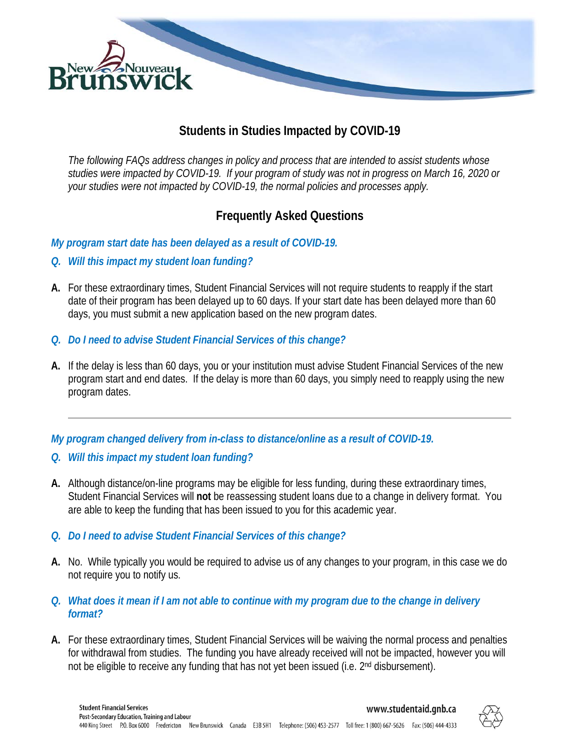# Students in Studies Impacted by COVID-19

*The following FAQs address changes in policy and process that are intended to assist students whose studies were impacted by COVID-19. If your program of study was not in progress on March 16, 2020 or your studies were not impacted by COVID-19, the normal policies and processes apply.*

## Frequently Asked Questions

### *My program start date has been delayed as a result of COVID-19.*

***Q. Will this impact my student loan funding?***

**A.** For these extraordinary times, Student Financial Services will not require students to reapply if the start date of their program has been delayed up to 60 days. If your start date has been delayed more than 60 days, you must submit a new application based on the new program dates.

***Q. Do I need to advise Student Financial Services of this change?***

**A.** If the delay is less than 60 days, you or your institution must advise Student Financial Services of the new program start and end dates. If the delay is more than 60 days, you simply need to reapply using the new program dates.

---

### *My program changed delivery from in-class to distance/online as a result of COVID-19.*

***Q. Will this impact my student loan funding?***

**A.** Although distance/on-line programs may be eligible for less funding, during these extraordinary times, Student Financial Services will **not** be reassessing student loans due to a change in delivery format. You are able to keep the funding that has been issued to you for this academic year.

***Q. Do I need to advise Student Financial Services of this change?***

**A.** No. While typically you would be required to advise us of any changes to your program, in this case we do not require you to notify us.

***Q. What does it mean if I am not able to continue with my program due to the change in delivery format?***

**A.** For these extraordinary times, Student Financial Services will be waiving the normal process and penalties for withdrawal from studies. The funding you have already received will not be impacted, however you will not be eligible to receive any funding that has not yet been issued (i.e. 2nd disbursement).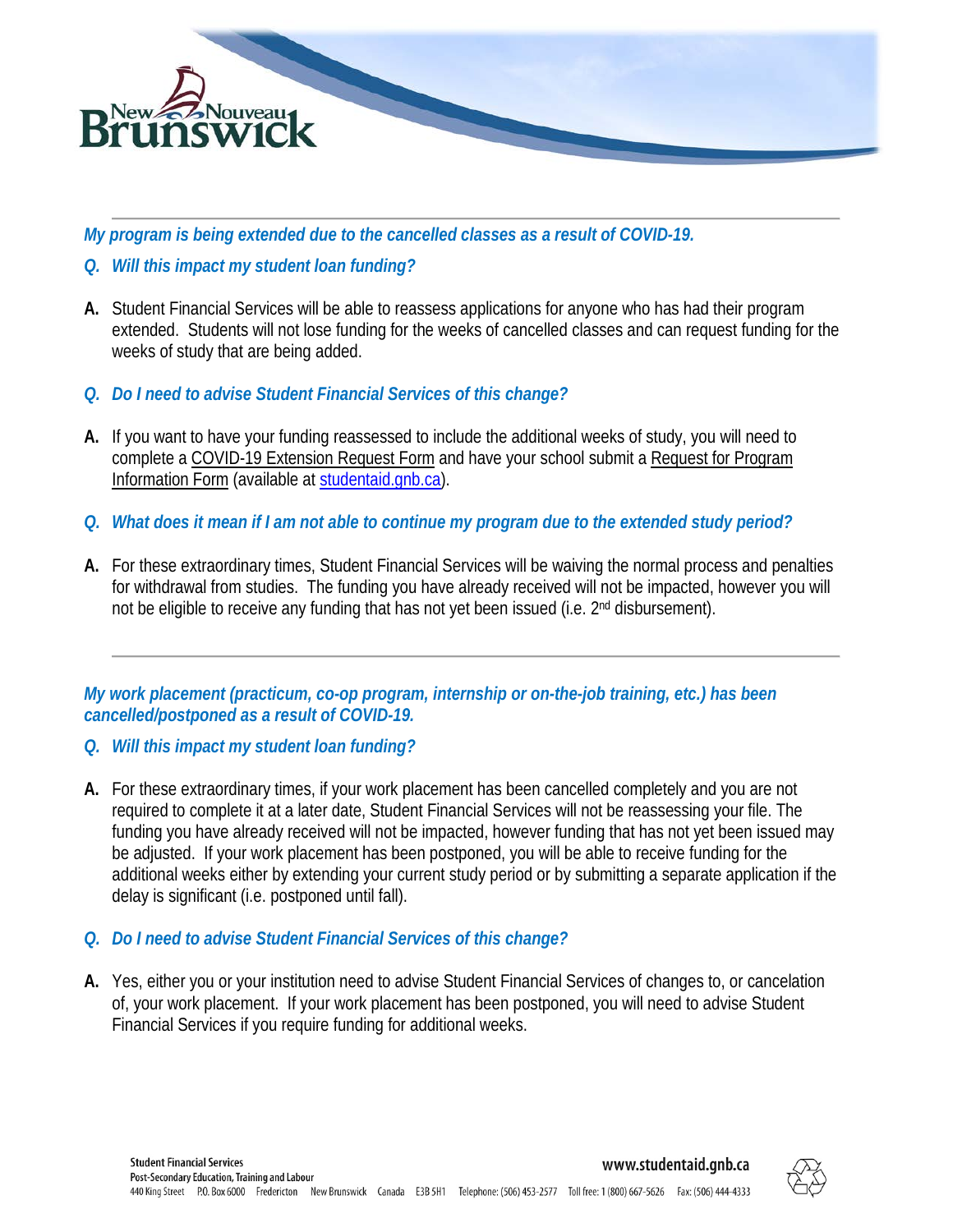***My program is being extended due to the cancelled classes as a result of COVID-19.***

***Q. Will this impact my student loan funding?***

**A.** Student Financial Services will be able to reassess applications for anyone who has had their program extended. Students will not lose funding for the weeks of cancelled classes and can request funding for the weeks of study that are being added.

***Q. Do I need to advise Student Financial Services of this change?***

**A.** If you want to have your funding reassessed to include the additional weeks of study, you will need to complete a COVID-19 Extension Request Form and have your school submit a Request for Program Information Form (available at studentaid.gnb.ca).

***Q. What does it mean if I am not able to continue my program due to the extended study period?***

**A.** For these extraordinary times, Student Financial Services will be waiving the normal process and penalties for withdrawal from studies. The funding you have already received will not be impacted, however you will not be eligible to receive any funding that has not yet been issued (i.e. 2nd disbursement).

---

***My work placement (practicum, co-op program, internship or on-the-job training, etc.) has been cancelled/postponed as a result of COVID-19.***

***Q. Will this impact my student loan funding?***

**A.** For these extraordinary times, if your work placement has been cancelled completely and you are not required to complete it at a later date, Student Financial Services will not be reassessing your file. The funding you have already received will not be impacted, however funding that has not yet been issued may be adjusted. If your work placement has been postponed, you will be able to receive funding for the additional weeks either by extending your current study period or by submitting a separate application if the delay is significant (i.e. postponed until fall).

***Q. Do I need to advise Student Financial Services of this change?***

**A.** Yes, either you or your institution need to advise Student Financial Services of changes to, or cancelation of, your work placement. If your work placement has been postponed, you will need to advise Student Financial Services if you require funding for additional weeks.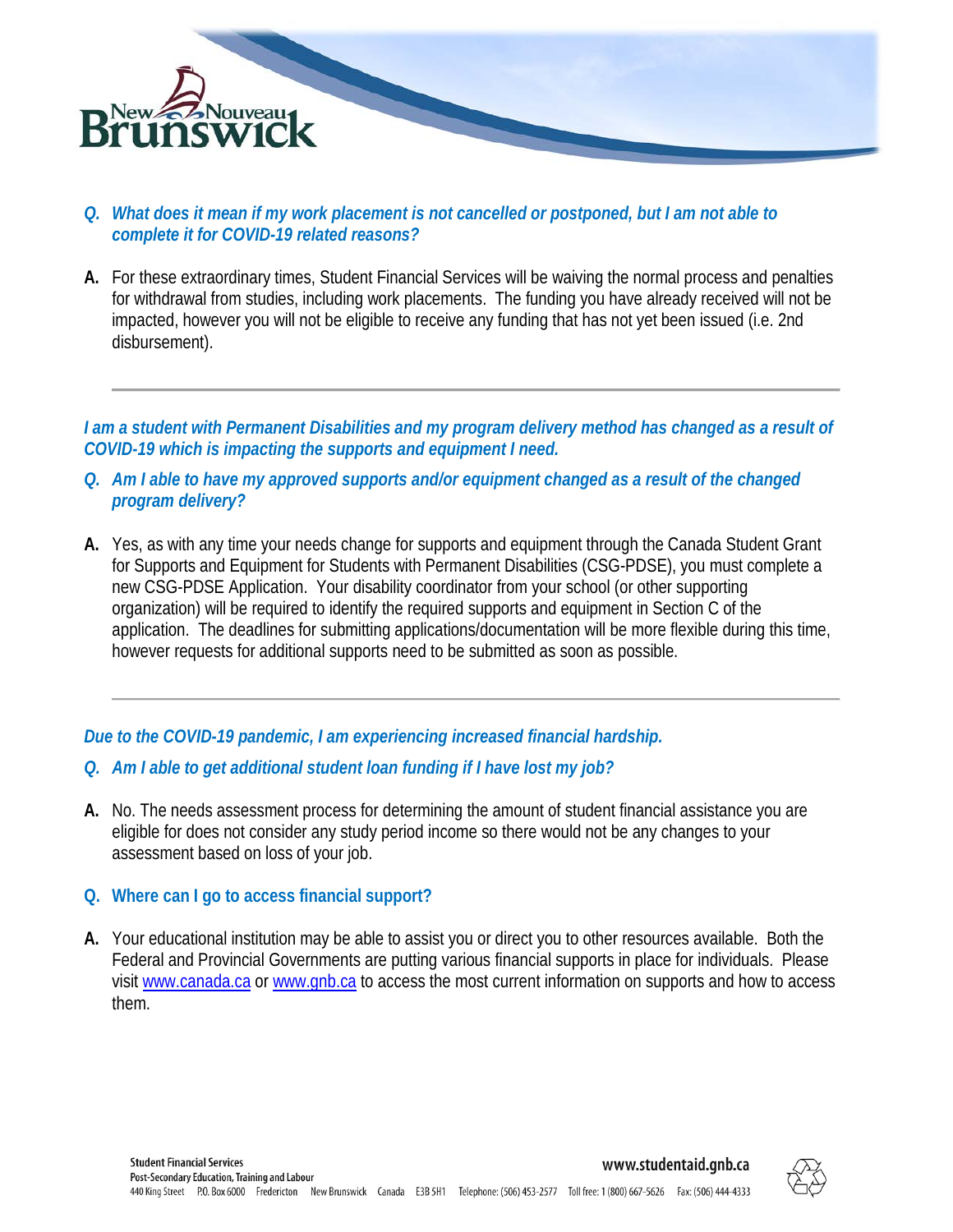***Q. What does it mean if my work placement is not cancelled or postponed, but I am not able to complete it for COVID-19 related reasons?***

**A.** For these extraordinary times, Student Financial Services will be waiving the normal process and penalties for withdrawal from studies, including work placements. The funding you have already received will not be impacted, however you will not be eligible to receive any funding that has not yet been issued (i.e. 2nd disbursement).

---

***I am a student with Permanent Disabilities and my program delivery method has changed as a result of COVID-19 which is impacting the supports and equipment I need.***

***Q. Am I able to have my approved supports and/or equipment changed as a result of the changed program delivery?***

**A.** Yes, as with any time your needs change for supports and equipment through the Canada Student Grant for Supports and Equipment for Students with Permanent Disabilities (CSG-PDSE), you must complete a new CSG-PDSE Application. Your disability coordinator from your school (or other supporting organization) will be required to identify the required supports and equipment in Section C of the application. The deadlines for submitting applications/documentation will be more flexible during this time, however requests for additional supports need to be submitted as soon as possible.

---

***Due to the COVID-19 pandemic, I am experiencing increased financial hardship.***

***Q. Am I able to get additional student loan funding if I have lost my job?***

**A.** No. The needs assessment process for determining the amount of student financial assistance you are eligible for does not consider any study period income so there would not be any changes to your assessment based on loss of your job.

**Q. Where can I go to access financial support?**

**A.** Your educational institution may be able to assist you or direct you to other resources available. Both the Federal and Provincial Governments are putting various financial supports in place for individuals. Please visit [www.canada.ca](www.canada.ca) or [www.gnb.ca](www.gnb.ca) to access the most current information on supports and how to access them.